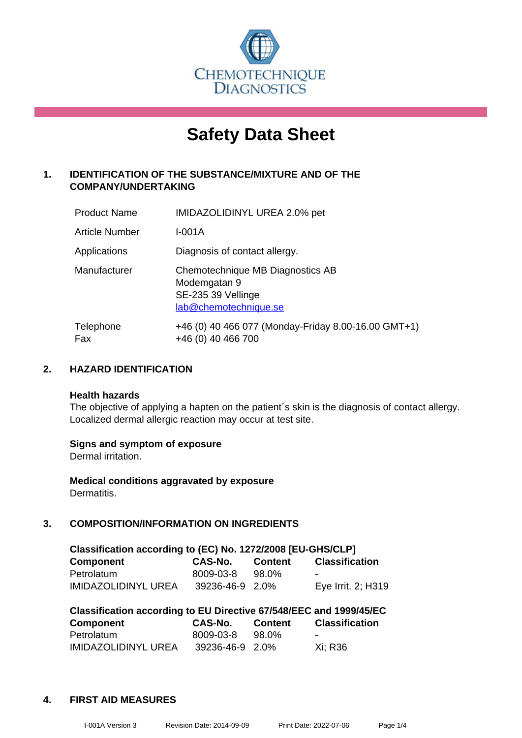CHEMOTECHNIQUE DIAGNOSTICS

# Safety Data Sheet

## 1. IDENTIFICATION OF THE SUBSTANCE/MIXTURE AND OF THE COMPANY/UNDERTAKING

| | |
|---|---|
| Product Name | IMIDAZOLIDINYL UREA 2.0% pet |
| Article Number | I-001A |
| Applications | Diagnosis of contact allergy. |
| Manufacturer | Chemotechnique MB Diagnostics AB<br>Modemgatan 9<br>SE-235 39 Vellinge<br>lab@chemotechnique.se |
| Telephone<br>Fax | +46 (0) 40 466 077 (Monday-Friday 8.00-16.00 GMT+1)<br>+46 (0) 40 466 700 |

## 2. HAZARD IDENTIFICATION

**Health hazards**
The objective of applying a hapten on the patient´s skin is the diagnosis of contact allergy. Localized dermal allergic reaction may occur at test site.

**Signs and symptom of exposure**
Dermal irritation.

**Medical conditions aggravated by exposure**
Dermatitis.

## 3. COMPOSITION/INFORMATION ON INGREDIENTS

**Classification according to (EC) No. 1272/2008 [EU-GHS/CLP]**

| Component | CAS-No. | Content | Classification |
|---|---|---|---|
| Petrolatum | 8009-03-8 | 98.0% | - |
| IMIDAZOLIDINYL UREA | 39236-46-9 | 2.0% | Eye Irrit. 2; H319 |

**Classification according to EU Directive 67/548/EEC and 1999/45/EC**

| Component | CAS-No. | Content | Classification |
|---|---|---|---|
| Petrolatum | 8009-03-8 | 98.0% | - |
| IMIDAZOLIDINYL UREA | 39236-46-9 | 2.0% | Xi; R36 |

## 4. FIRST AID MEASURES

I-001A Version 3 Revision Date: 2014-09-09 Print Date: 2022-07-06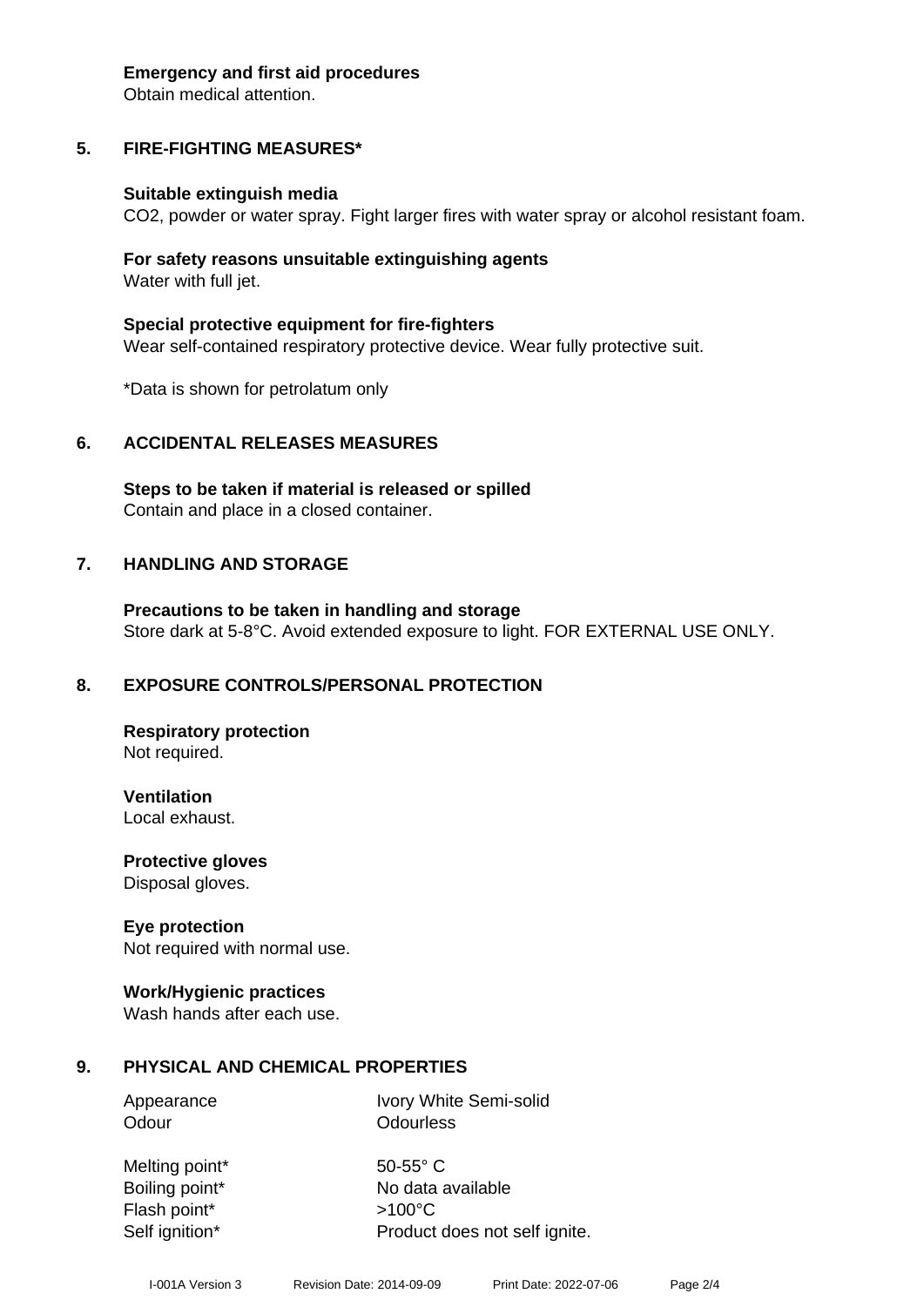**Emergency and first aid procedures**
Obtain medical attention.

## 5. FIRE-FIGHTING MEASURES*

**Suitable extinguish media**
$CO_2$, powder or water spray. Fight larger fires with water spray or alcohol resistant foam.

**For safety reasons unsuitable extinguishing agents**
Water with full jet.

**Special protective equipment for fire-fighters**
Wear self-contained respiratory protective device. Wear fully protective suit.

*Data is shown for petrolatum only

## 6. ACCIDENTAL RELEASES MEASURES

**Steps to be taken if material is released or spilled**
Contain and place in a closed container.

## 7. HANDLING AND STORAGE

**Precautions to be taken in handling and storage**
Store dark at 5-8°C. Avoid extended exposure to light. FOR EXTERNAL USE ONLY.

## 8. EXPOSURE CONTROLS/PERSONAL PROTECTION

**Respiratory protection**
Not required.

**Ventilation**
Local exhaust.

**Protective gloves**
Disposal gloves.

**Eye protection**
Not required with normal use.

**Work/Hygienic practices**
Wash hands after each use.

## 9. PHYSICAL AND CHEMICAL PROPERTIES

| | |
|---|---|
| Appearance | Ivory White Semi-solid |
| Odour | Odourless |
| Melting point* | 50-55° C |
| Boiling point* | No data available |
| Flash point* | >100°C |
| Self ignition* | Product does not self ignite. |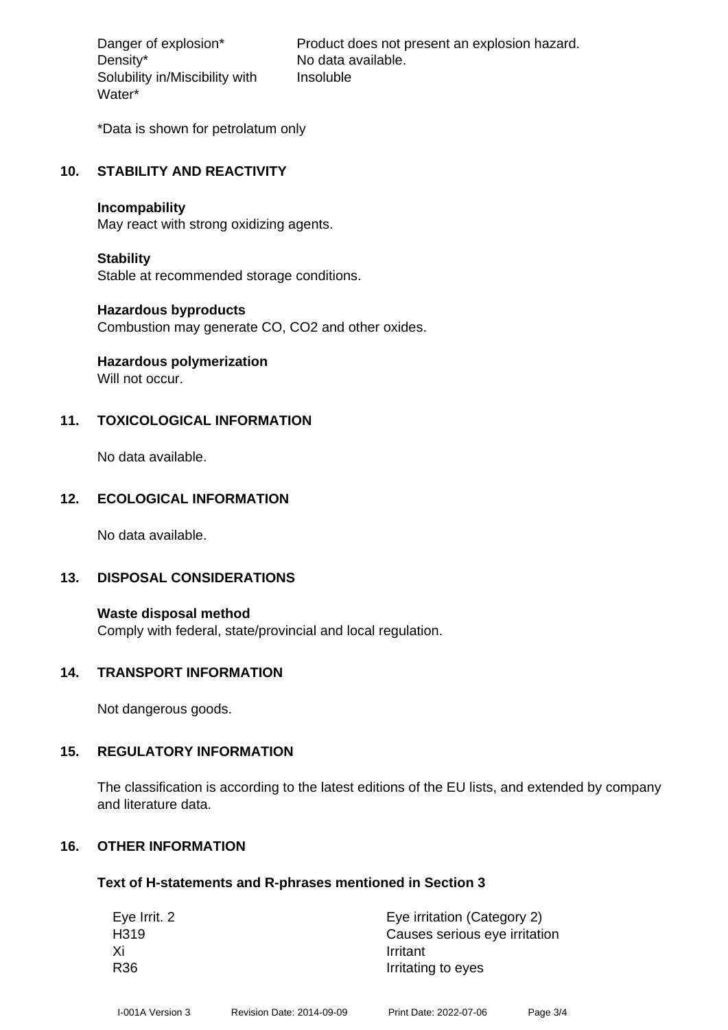| | |
|---|---|
| Danger of explosion* | Product does not present an explosion hazard. |
| Density* | No data available. |
| Solubility in/Miscibility with Water* | Insoluble |

*Data is shown for petrolatum only

## 10. STABILITY AND REACTIVITY

**Incompability**
May react with strong oxidizing agents.

**Stability**
Stable at recommended storage conditions.

**Hazardous byproducts**
Combustion may generate CO, $CO_2$ and other oxides.

**Hazardous polymerization**
Will not occur.

## 11. TOXICOLOGICAL INFORMATION

No data available.

## 12. ECOLOGICAL INFORMATION

No data available.

## 13. DISPOSAL CONSIDERATIONS

**Waste disposal method**
Comply with federal, state/provincial and local regulation.

## 14. TRANSPORT INFORMATION

Not dangerous goods.

## 15. REGULATORY INFORMATION

The classification is according to the latest editions of the EU lists, and extended by company and literature data.

## 16. OTHER INFORMATION

**Text of H-statements and R-phrases mentioned in Section 3**

| | |
|---|---|
| Eye Irrit. 2 | Eye irritation (Category 2) |
| H319 | Causes serious eye irritation |
| Xi | Irritant |
| R36 | Irritating to eyes |

I-001A Version 3 Revision Date: 2014-09-09 Print Date: 2022-07-06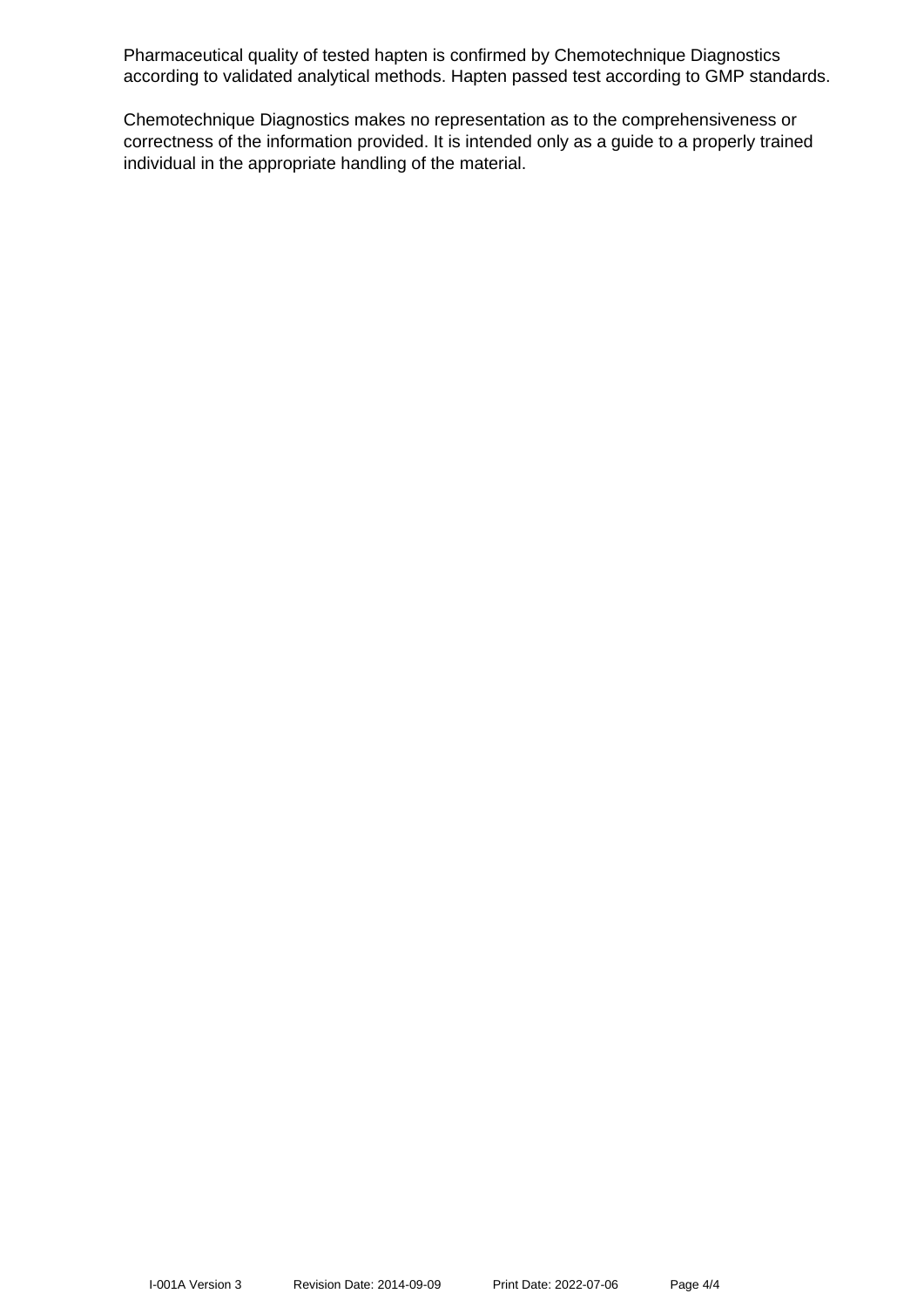Pharmaceutical quality of tested hapten is confirmed by Chemotechnique Diagnostics according to validated analytical methods. Hapten passed test according to GMP standards.

Chemotechnique Diagnostics makes no representation as to the comprehensiveness or correctness of the information provided. It is intended only as a guide to a properly trained individual in the appropriate handling of the material.